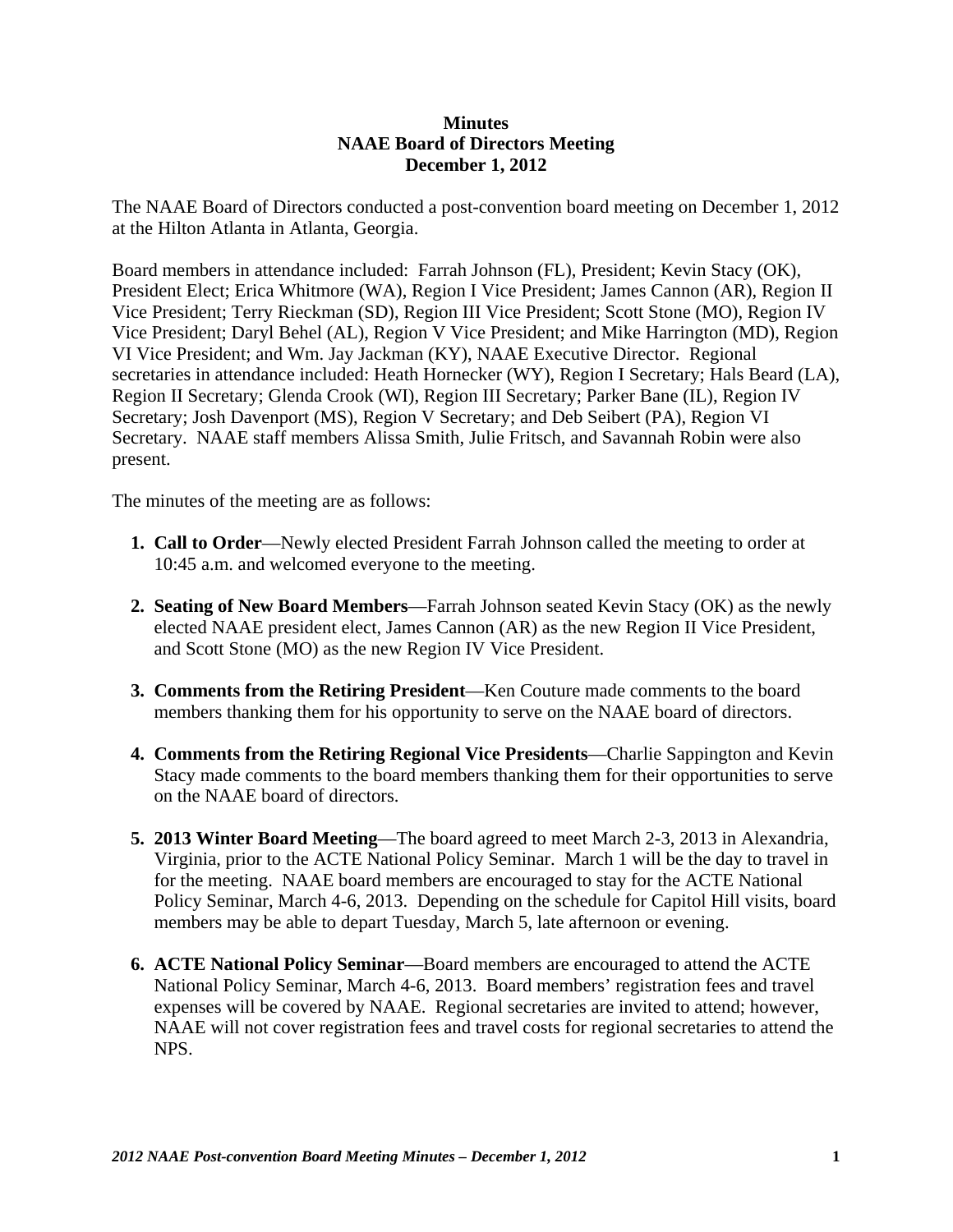**Minutes**
**NAAE Board of Directors Meeting**
**December 1, 2012**

The NAAE Board of Directors conducted a post-convention board meeting on December 1, 2012 at the Hilton Atlanta in Atlanta, Georgia.

Board members in attendance included: Farrah Johnson (FL), President; Kevin Stacy (OK), President Elect; Erica Whitmore (WA), Region I Vice President; James Cannon (AR), Region II Vice President; Terry Rieckman (SD), Region III Vice President; Scott Stone (MO), Region IV Vice President; Daryl Behel (AL), Region V Vice President; and Mike Harrington (MD), Region VI Vice President; and Wm. Jay Jackman (KY), NAAE Executive Director. Regional secretaries in attendance included: Heath Hornecker (WY), Region I Secretary; Hals Beard (LA), Region II Secretary; Glenda Crook (WI), Region III Secretary; Parker Bane (IL), Region IV Secretary; Josh Davenport (MS), Region V Secretary; and Deb Seibert (PA), Region VI Secretary. NAAE staff members Alissa Smith, Julie Fritsch, and Savannah Robin were also present.

The minutes of the meeting are as follows:

1. **Call to Order**—Newly elected President Farrah Johnson called the meeting to order at 10:45 a.m. and welcomed everyone to the meeting.

2. **Seating of New Board Members**—Farrah Johnson seated Kevin Stacy (OK) as the newly elected NAAE president elect, James Cannon (AR) as the new Region II Vice President, and Scott Stone (MO) as the new Region IV Vice President.

3. **Comments from the Retiring President**—Ken Couture made comments to the board members thanking them for his opportunity to serve on the NAAE board of directors.

4. **Comments from the Retiring Regional Vice Presidents**—Charlie Sappington and Kevin Stacy made comments to the board members thanking them for their opportunities to serve on the NAAE board of directors.

5. **2013 Winter Board Meeting**—The board agreed to meet March 2-3, 2013 in Alexandria, Virginia, prior to the ACTE National Policy Seminar. March 1 will be the day to travel in for the meeting. NAAE board members are encouraged to stay for the ACTE National Policy Seminar, March 4-6, 2013. Depending on the schedule for Capitol Hill visits, board members may be able to depart Tuesday, March 5, late afternoon or evening.

6. **ACTE National Policy Seminar**—Board members are encouraged to attend the ACTE National Policy Seminar, March 4-6, 2013. Board members' registration fees and travel expenses will be covered by NAAE. Regional secretaries are invited to attend; however, NAAE will not cover registration fees and travel costs for regional secretaries to attend the NPS.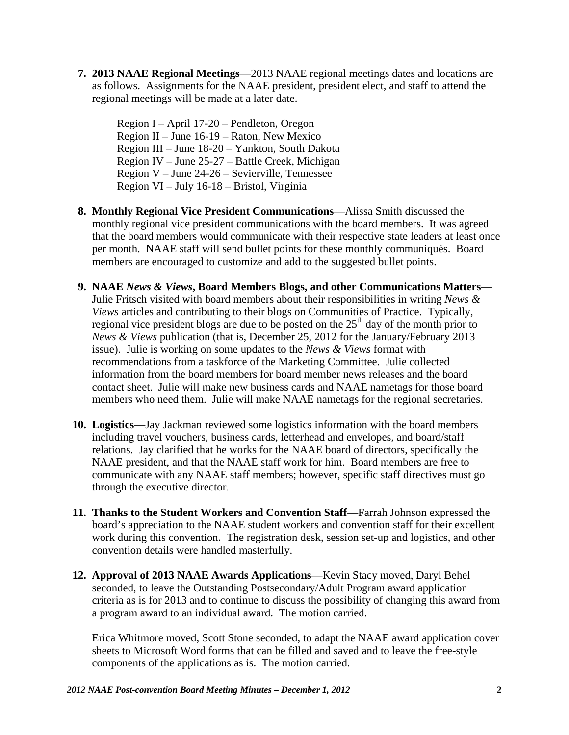7. **2013 NAAE Regional Meetings**—2013 NAAE regional meetings dates and locations are as follows. Assignments for the NAAE president, president elect, and staff to attend the regional meetings will be made at a later date.

   Region I – April 17-20 – Pendleton, Oregon
   Region II – June 16-19 – Raton, New Mexico
   Region III – June 18-20 – Yankton, South Dakota
   Region IV – June 25-27 – Battle Creek, Michigan
   Region V – June 24-26 – Sevierville, Tennessee
   Region VI – July 16-18 – Bristol, Virginia

8. **Monthly Regional Vice President Communications**—Alissa Smith discussed the monthly regional vice president communications with the board members. It was agreed that the board members would communicate with their respective state leaders at least once per month. NAAE staff will send bullet points for these monthly communiqués. Board members are encouraged to customize and add to the suggested bullet points.

9. **NAAE *News & Views*, Board Members Blogs, and other Communications Matters**—Julie Fritsch visited with board members about their responsibilities in writing *News & Views* articles and contributing to their blogs on Communities of Practice. Typically, regional vice president blogs are due to be posted on the 25th day of the month prior to *News & Views* publication (that is, December 25, 2012 for the January/February 2013 issue). Julie is working on some updates to the *News & Views* format with recommendations from a taskforce of the Marketing Committee. Julie collected information from the board members for board member news releases and the board contact sheet. Julie will make new business cards and NAAE nametags for those board members who need them. Julie will make NAAE nametags for the regional secretaries.

10. **Logistics**—Jay Jackman reviewed some logistics information with the board members including travel vouchers, business cards, letterhead and envelopes, and board/staff relations. Jay clarified that he works for the NAAE board of directors, specifically the NAAE president, and that the NAAE staff work for him. Board members are free to communicate with any NAAE staff members; however, specific staff directives must go through the executive director.

11. **Thanks to the Student Workers and Convention Staff**—Farrah Johnson expressed the board's appreciation to the NAAE student workers and convention staff for their excellent work during this convention. The registration desk, session set-up and logistics, and other convention details were handled masterfully.

12. **Approval of 2013 NAAE Awards Applications**—Kevin Stacy moved, Daryl Behel seconded, to leave the Outstanding Postsecondary/Adult Program award application criteria as is for 2013 and to continue to discuss the possibility of changing this award from a program award to an individual award. The motion carried.

    Erica Whitmore moved, Scott Stone seconded, to adapt the NAAE award application cover sheets to Microsoft Word forms that can be filled and saved and to leave the free-style components of the applications as is. The motion carried.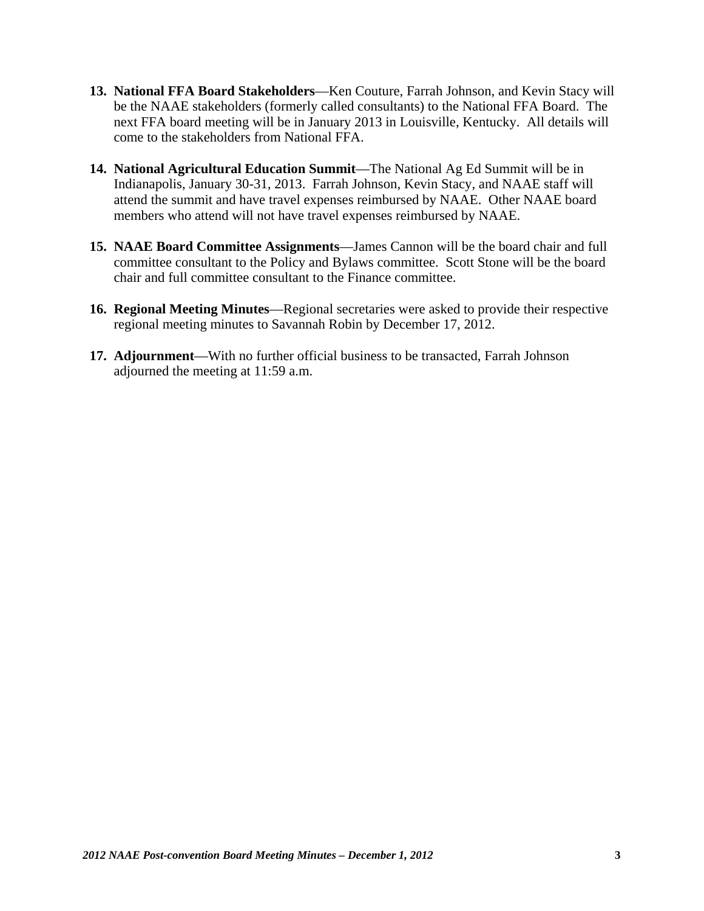13. **National FFA Board Stakeholders**—Ken Couture, Farrah Johnson, and Kevin Stacy will be the NAAE stakeholders (formerly called consultants) to the National FFA Board. The next FFA board meeting will be in January 2013 in Louisville, Kentucky. All details will come to the stakeholders from National FFA.

14. **National Agricultural Education Summit**—The National Ag Ed Summit will be in Indianapolis, January 30-31, 2013. Farrah Johnson, Kevin Stacy, and NAAE staff will attend the summit and have travel expenses reimbursed by NAAE. Other NAAE board members who attend will not have travel expenses reimbursed by NAAE.

15. **NAAE Board Committee Assignments**—James Cannon will be the board chair and full committee consultant to the Policy and Bylaws committee. Scott Stone will be the board chair and full committee consultant to the Finance committee.

16. **Regional Meeting Minutes**—Regional secretaries were asked to provide their respective regional meeting minutes to Savannah Robin by December 17, 2012.

17. **Adjournment**—With no further official business to be transacted, Farrah Johnson adjourned the meeting at 11:59 a.m.